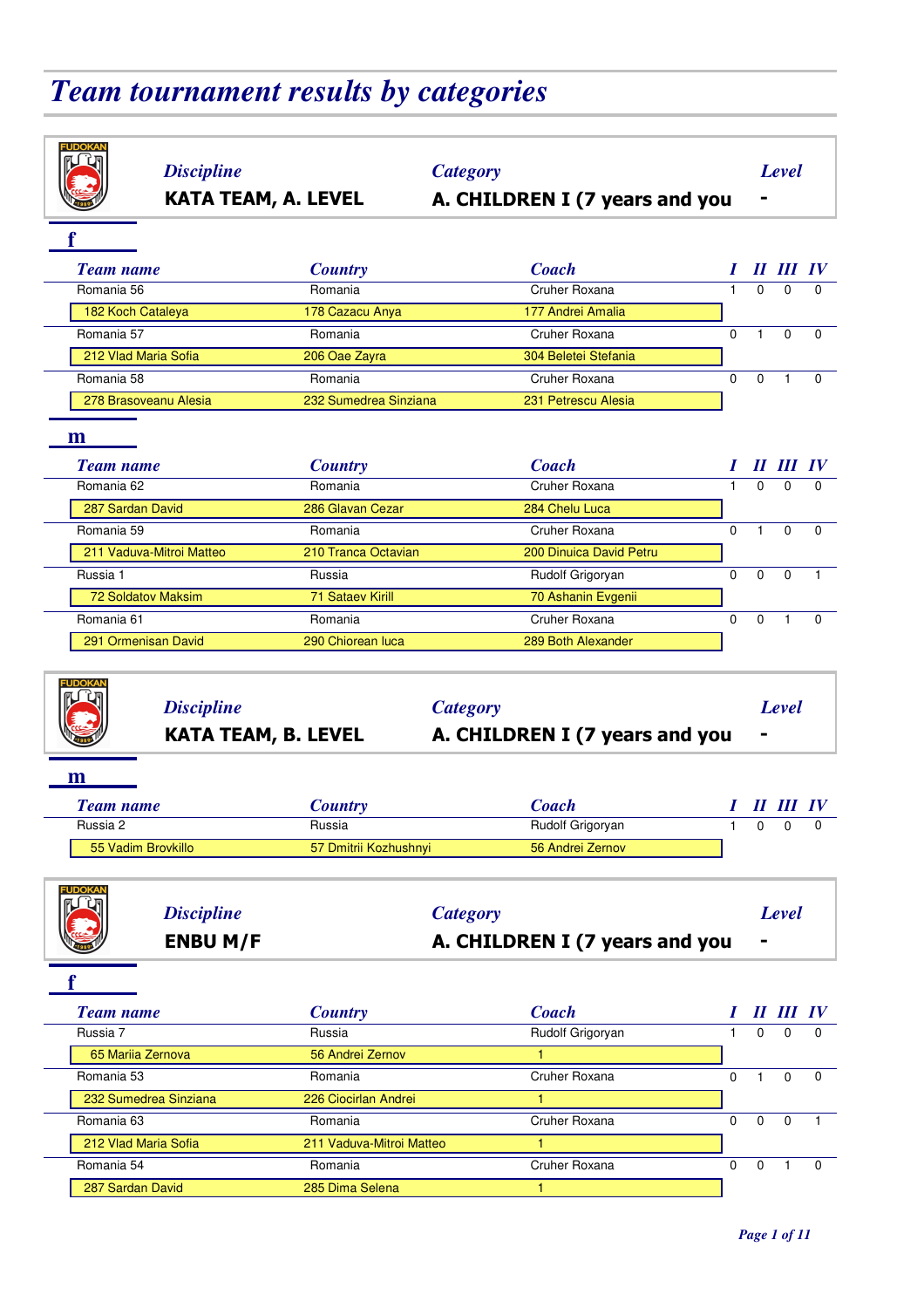# Team tournament results by categories

| Discipline | Category | Level |
|---|---|---|
| KATA TEAM, A. LEVEL | A. CHILDREN I (7 years and you | - |

## f

| Team name | Country | Coach | I | II | III | IV |
|---|---|---|---|---|---|---|
| Romania 56 | Romania | Cruher Roxana | 1 | 0 | 0 | 0 |
| 182 Koch Cataleya | 178 Cazacu Anya | 177 Andrei Amalia | | | | |
| Romania 57 | Romania | Cruher Roxana | 0 | 1 | 0 | 0 |
| 212 Vlad Maria Sofia | 206 Oae Zayra | 304 Beletei Stefania | | | | |
| Romania 58 | Romania | Cruher Roxana | 0 | 0 | 1 | 0 |
| 278 Brasoveanu Alesia | 232 Sumedrea Sinziana | 231 Petrescu Alesia | | | | |

## m

| Team name | Country | Coach | I | II | III | IV |
|---|---|---|---|---|---|---|
| Romania 62 | Romania | Cruher Roxana | 1 | 0 | 0 | 0 |
| 287 Sardan David | 286 Glavan Cezar | 284 Chelu Luca | | | | |
| Romania 59 | Romania | Cruher Roxana | 0 | 1 | 0 | 0 |
| 211 Vaduva-Mitroi Matteo | 210 Tranca Octavian | 200 Dinuica David Petru | | | | |
| Russia 1 | Russia | Rudolf Grigoryan | 0 | 0 | 0 | 1 |
| 72 Soldatov Maksim | 71 Sataev Kirill | 70 Ashanin Evgenii | | | | |
| Romania 61 | Romania | Cruher Roxana | 0 | 0 | 1 | 0 |
| 291 Ormenisan David | 290 Chiorean Iuca | 289 Both Alexander | | | | |

| Discipline | Category | Level |
|---|---|---|
| KATA TEAM, B. LEVEL | A. CHILDREN I (7 years and you | - |

## m

| Team name | Country | Coach | I | II | III | IV |
|---|---|---|---|---|---|---|
| Russia 2 | Russia | Rudolf Grigoryan | 1 | 0 | 0 | 0 |
| 55 Vadim Brovkillo | 57 Dmitrii Kozhushnyi | 56 Andrei Zernov | | | | |

| Discipline | Category | Level |
|---|---|---|
| ENBU M/F | A. CHILDREN I (7 years and you | - |

## f

| Team name | Country | Coach | I | II | III | IV |
|---|---|---|---|---|---|---|
| Russia 7 | Russia | Rudolf Grigoryan | 1 | 0 | 0 | 0 |
| 65 Mariia Zernova | 56 Andrei Zernov | 1 | | | | |
| Romania 53 | Romania | Cruher Roxana | 0 | 1 | 0 | 0 |
| 232 Sumedrea Sinziana | 226 Ciocirlan Andrei | 1 | | | | |
| Romania 63 | Romania | Cruher Roxana | 0 | 0 | 0 | 1 |
| 212 Vlad Maria Sofia | 211 Vaduva-Mitroi Matteo | 1 | | | | |
| Romania 54 | Romania | Cruher Roxana | 0 | 0 | 1 | 0 |
| 287 Sardan David | 285 Dima Selena | 1 | | | | |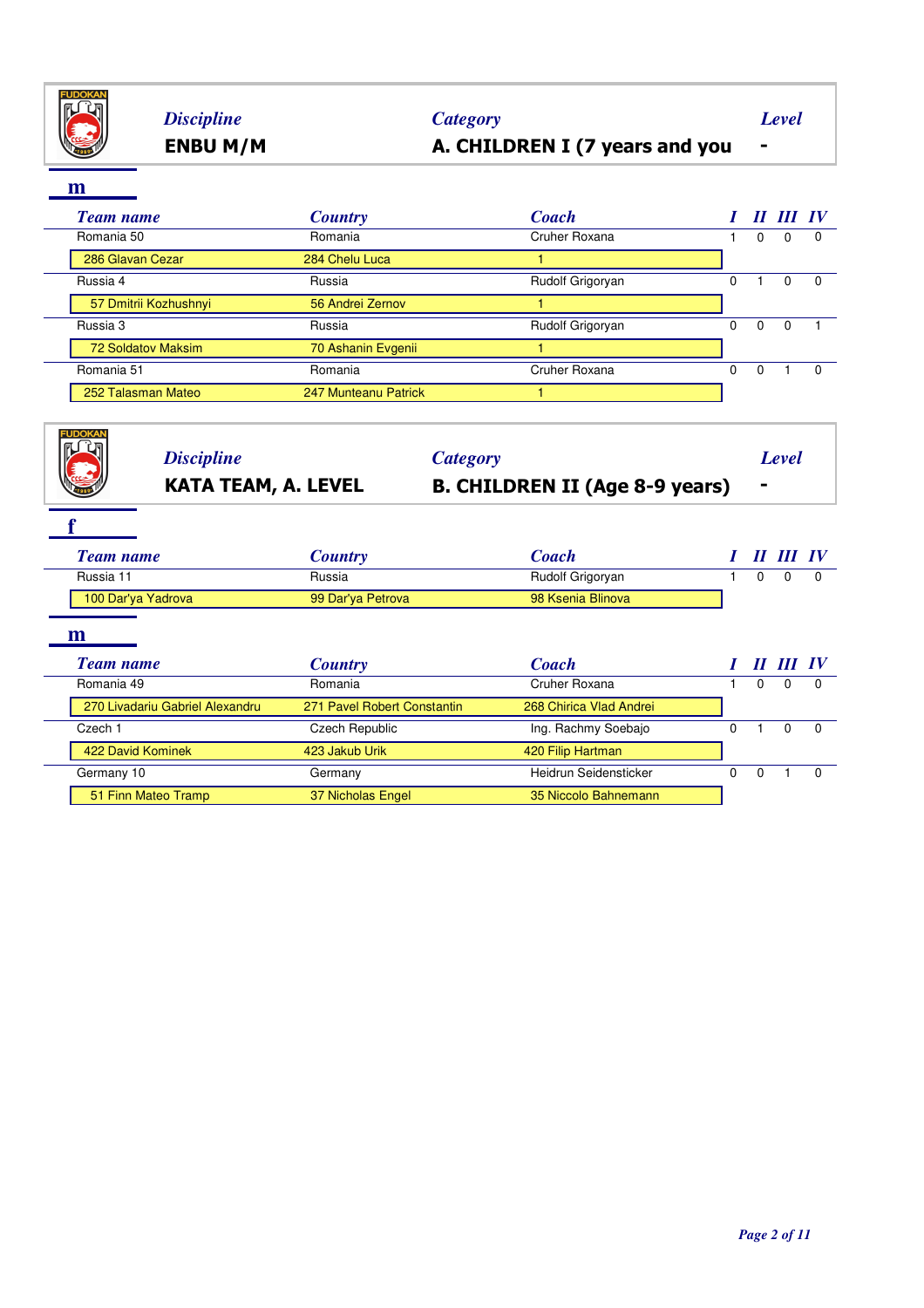FUDOKAN

*Discipline* **ENBU M/M**

*Category* **A. CHILDREN I (7 years and you**

*Level* **-**

## m

| *Team name* | *Country* | *Coach* | *I* | *II* | *III* | *IV* |
|---|---|---|---|---|---|---|
| Romania 50 | Romania | Cruher Roxana | 1 | 0 | 0 | 0 |
| 286 Glavan Cezar | 284 Chelu Luca | 1 | | | | |
| Russia 4 | Russia | Rudolf Grigoryan | 0 | 1 | 0 | 0 |
| 57 Dmitrii Kozhushnyi | 56 Andrei Zernov | 1 | | | | |
| Russia 3 | Russia | Rudolf Grigoryan | 0 | 0 | 0 | 1 |
| 72 Soldatov Maksim | 70 Ashanin Evgenii | 1 | | | | |
| Romania 51 | Romania | Cruher Roxana | 0 | 0 | 1 | 0 |
| 252 Talasman Mateo | 247 Munteanu Patrick | 1 | | | | |

FUDOKAN

*Discipline* **KATA TEAM, A. LEVEL**

*Category* **B. CHILDREN II (Age 8-9 years)**

*Level* **-**

## f

| *Team name* | *Country* | *Coach* | *I* | *II* | *III* | *IV* |
|---|---|---|---|---|---|---|
| Russia 11 | Russia | Rudolf Grigoryan | 1 | 0 | 0 | 0 |
| 100 Dar'ya Yadrova | 99 Dar'ya Petrova | 98 Ksenia Blinova | | | | |

## m

| *Team name* | *Country* | *Coach* | *I* | *II* | *III* | *IV* |
|---|---|---|---|---|---|---|
| Romania 49 | Romania | Cruher Roxana | 1 | 0 | 0 | 0 |
| 270 Livadariu Gabriel Alexandru | 271 Pavel Robert Constantin | 268 Chirica Vlad Andrei | | | | |
| Czech 1 | Czech Republic | Ing. Rachmy Soebajo | 0 | 1 | 0 | 0 |
| 422 David Kominek | 423 Jakub Urik | 420 Filip Hartman | | | | |
| Germany 10 | Germany | Heidrun Seidensticker | 0 | 0 | 1 | 0 |
| 51 Finn Mateo Tramp | 37 Nicholas Engel | 35 Niccolo Bahnemann | | | | |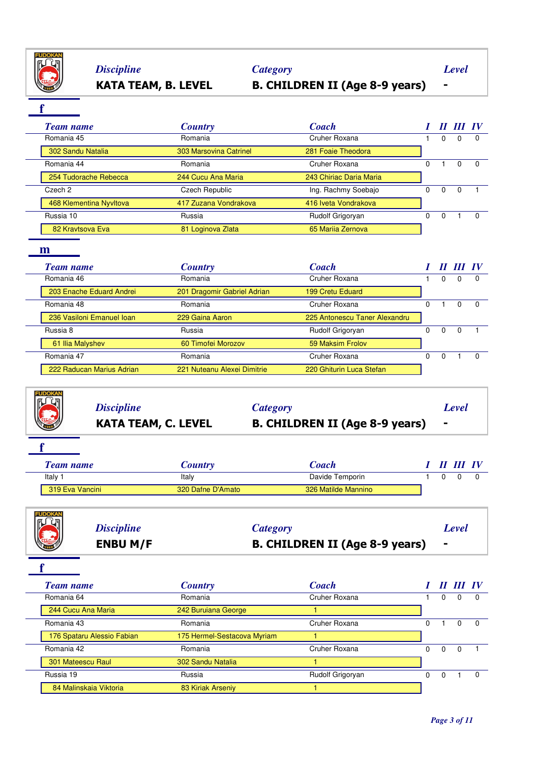**Discipline**
**KATA TEAM, B. LEVEL**

**Category**
**B. CHILDREN II (Age 8-9 years)**

**Level**
**-**

### f

| Team name | Country | Coach | I | II | III | IV |
|---|---|---|---|---|---|---|
| Romania 45 | Romania | Cruher Roxana | 1 | 0 | 0 | 0 |
| 302 Sandu Natalia | 303 Marsovina Catrinel | 281 Foaie Theodora | | | | |
| Romania 44 | Romania | Cruher Roxana | 0 | 1 | 0 | 0 |
| 254 Tudorache Rebecca | 244 Cucu Ana Maria | 243 Chiriac Daria Maria | | | | |
| Czech 2 | Czech Republic | Ing. Rachmy Soebajo | 0 | 0 | 0 | 1 |
| 468 Klementina Nyvltova | 417 Zuzana Vondrakova | 416 Iveta Vondrakova | | | | |
| Russia 10 | Russia | Rudolf Grigoryan | 0 | 0 | 1 | 0 |
| 82 Kravtsova Eva | 81 Loginova Zlata | 65 Mariia Zernova | | | | |

### m

| Team name | Country | Coach | I | II | III | IV |
|---|---|---|---|---|---|---|
| Romania 46 | Romania | Cruher Roxana | 1 | 0 | 0 | 0 |
| 203 Enache Eduard Andrei | 201 Dragomir Gabriel Adrian | 199 Cretu Eduard | | | | |
| Romania 48 | Romania | Cruher Roxana | 0 | 1 | 0 | 0 |
| 236 Vasiloni Emanuel Ioan | 229 Gaina Aaron | 225 Antonescu Taner Alexandru | | | | |
| Russia 8 | Russia | Rudolf Grigoryan | 0 | 0 | 0 | 1 |
| 61 Ilia Malyshev | 60 Timofei Morozov | 59 Maksim Frolov | | | | |
| Romania 47 | Romania | Cruher Roxana | 0 | 0 | 1 | 0 |
| 222 Raducan Marius Adrian | 221 Nuteanu Alexei Dimitrie | 220 Ghiturin Luca Stefan | | | | |

**Discipline**
**KATA TEAM, C. LEVEL**

**Category**
**B. CHILDREN II (Age 8-9 years)**

**Level**
**-**

### f

| Team name | Country | Coach | I | II | III | IV |
|---|---|---|---|---|---|---|
| Italy 1 | Italy | Davide Temporin | 1 | 0 | 0 | 0 |
| 319 Eva Vancini | 320 Dafne D'Amato | 326 Matilde Mannino | | | | |

**Discipline**
**ENBU M/F**

**Category**
**B. CHILDREN II (Age 8-9 years)**

**Level**
**-**

### f

| Team name | Country | Coach | I | II | III | IV |
|---|---|---|---|---|---|---|
| Romania 64 | Romania | Cruher Roxana | 1 | 0 | 0 | 0 |
| 244 Cucu Ana Maria | 242 Buruiana George | 1 | | | | |
| Romania 43 | Romania | Cruher Roxana | 0 | 1 | 0 | 0 |
| 176 Spataru Alessio Fabian | 175 Hermel-Sestacova Myriam | 1 | | | | |
| Romania 42 | Romania | Cruher Roxana | 0 | 0 | 0 | 1 |
| 301 Mateescu Raul | 302 Sandu Natalia | 1 | | | | |
| Russia 19 | Russia | Rudolf Grigoryan | 0 | 0 | 1 | 0 |
| 84 Malinskaia Viktoria | 83 Kiriak Arseniy | 1 | | | | |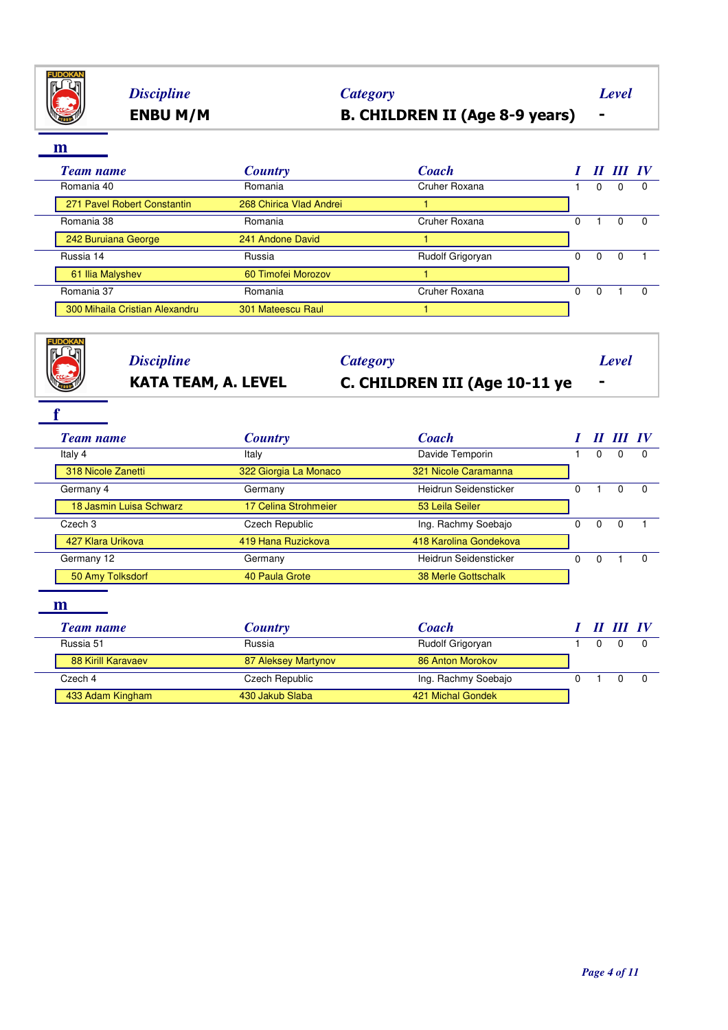| *Discipline* | *Category* | *Level* |
|---|---|---|
| **ENBU M/M** | **B. CHILDREN II (Age 8-9 years)** | **-** |

### m

| *Team name* | *Country* | *Coach* | *I* | *II* | *III* | *IV* |
|---|---|---|---|---|---|---|
| Romania 40 | Romania | Cruher Roxana | 1 | 0 | 0 | 0 |
| 271 Pavel Robert Constantin | 268 Chirica Vlad Andrei | 1 | | | | |
| Romania 38 | Romania | Cruher Roxana | 0 | 1 | 0 | 0 |
| 242 Buruiana George | 241 Andone David | 1 | | | | |
| Russia 14 | Russia | Rudolf Grigoryan | 0 | 0 | 0 | 1 |
| 61 Ilia Malyshev | 60 Timofei Morozov | 1 | | | | |
| Romania 37 | Romania | Cruher Roxana | 0 | 0 | 1 | 0 |
| 300 Mihaila Cristian Alexandru | 301 Mateescu Raul | 1 | | | | |

| *Discipline* | *Category* | *Level* |
|---|---|---|
| **KATA TEAM, A. LEVEL** | **C. CHILDREN III (Age 10-11 ye** | **-** |

### f

| *Team name* | *Country* | *Coach* | *I* | *II* | *III* | *IV* |
|---|---|---|---|---|---|---|
| Italy 4 | Italy | Davide Temporin | 1 | 0 | 0 | 0 |
| 318 Nicole Zanetti | 322 Giorgia La Monaco | 321 Nicole Caramanna | | | | |
| Germany 4 | Germany | Heidrun Seidensticker | 0 | 1 | 0 | 0 |
| 18 Jasmin Luisa Schwarz | 17 Celina Strohmeier | 53 Leila Seiler | | | | |
| Czech 3 | Czech Republic | Ing. Rachmy Soebajo | 0 | 0 | 0 | 1 |
| 427 Klara Urikova | 419 Hana Ruzickova | 418 Karolina Gondekova | | | | |
| Germany 12 | Germany | Heidrun Seidensticker | 0 | 0 | 1 | 0 |
| 50 Amy Tolksdorf | 40 Paula Grote | 38 Merle Gottschalk | | | | |

### m

| *Team name* | *Country* | *Coach* | *I* | *II* | *III* | *IV* |
|---|---|---|---|---|---|---|
| Russia 51 | Russia | Rudolf Grigoryan | 1 | 0 | 0 | 0 |
| 88 Kirill Karavaev | 87 Aleksey Martynov | 86 Anton Morokov | | | | |
| Czech 4 | Czech Republic | Ing. Rachmy Soebajo | 0 | 1 | 0 | 0 |
| 433 Adam Kingham | 430 Jakub Slaba | 421 Michal Gondek | | | | |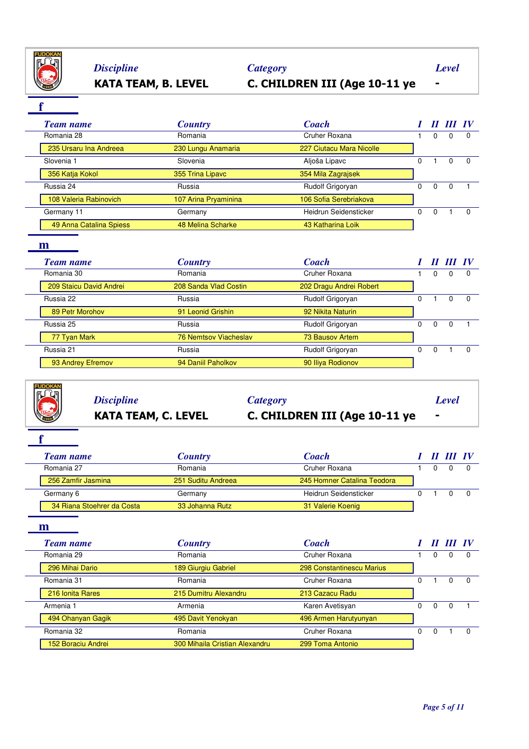**Discipline** KATA TEAM, B. LEVEL | **Category** C. CHILDREN III (Age 10-11 ye | **Level** -

### f

| Team name | Country | Coach | I | II | III | IV |
|---|---|---|---|---|---|---|
| Romania 28 | Romania | Cruher Roxana | 1 | 0 | 0 | 0 |
| 235 Ursaru Ina Andreea | 230 Lungu Anamaria | 227 Ciutacu Mara Nicolle | | | | |
| Slovenia 1 | Slovenia | Aljoša Lipavc | 0 | 1 | 0 | 0 |
| 356 Katja Kokol | 355 Trina Lipavc | 354 Mila Zagrajsek | | | | |
| Russia 24 | Russia | Rudolf Grigoryan | 0 | 0 | 0 | 1 |
| 108 Valeria Rabinovich | 107 Arina Pryaminina | 106 Sofia Serebriakova | | | | |
| Germany 11 | Germany | Heidrun Seidensticker | 0 | 0 | 1 | 0 |
| 49 Anna Catalina Spiess | 48 Melina Scharke | 43 Katharina Loik | | | | |

### m

| Team name | Country | Coach | I | II | III | IV |
|---|---|---|---|---|---|---|
| Romania 30 | Romania | Cruher Roxana | 1 | 0 | 0 | 0 |
| 209 Staicu David Andrei | 208 Sanda Vlad Costin | 202 Dragu Andrei Robert | | | | |
| Russia 22 | Russia | Rudolf Grigoryan | 0 | 1 | 0 | 0 |
| 89 Petr Morohov | 91 Leonid Grishin | 92 Nikita Naturin | | | | |
| Russia 25 | Russia | Rudolf Grigoryan | 0 | 0 | 0 | 1 |
| 77 Tyan Mark | 76 Nemtsov Viacheslav | 73 Bausov Artem | | | | |
| Russia 21 | Russia | Rudolf Grigoryan | 0 | 0 | 1 | 0 |
| 93 Andrey Efremov | 94 Daniil Paholkov | 90 Iliya Rodionov | | | | |

**Discipline** KATA TEAM, C. LEVEL | **Category** C. CHILDREN III (Age 10-11 ye | **Level** -

### f

| Team name | Country | Coach | I | II | III | IV |
|---|---|---|---|---|---|---|
| Romania 27 | Romania | Cruher Roxana | 1 | 0 | 0 | 0 |
| 256 Zamfir Jasmina | 251 Suditu Andreea | 245 Homner Catalina Teodora | | | | |
| Germany 6 | Germany | Heidrun Seidensticker | 0 | 1 | 0 | 0 |
| 34 Riana Stoehrer da Costa | 33 Johanna Rutz | 31 Valerie Koenig | | | | |

### m

| Team name | Country | Coach | I | II | III | IV |
|---|---|---|---|---|---|---|
| Romania 29 | Romania | Cruher Roxana | 1 | 0 | 0 | 0 |
| 296 Mihai Dario | 189 Giurgiu Gabriel | 298 Constantinescu Marius | | | | |
| Romania 31 | Romania | Cruher Roxana | 0 | 1 | 0 | 0 |
| 216 Ionita Rares | 215 Dumitru Alexandru | 213 Cazacu Radu | | | | |
| Armenia 1 | Armenia | Karen Avetisyan | 0 | 0 | 0 | 1 |
| 494 Ohanyan Gagik | 495 Davit Yenokyan | 496 Armen Harutyunyan | | | | |
| Romania 32 | Romania | Cruher Roxana | 0 | 0 | 1 | 0 |
| 152 Boraciu Andrei | 300 Mihaila Cristian Alexandru | 299 Toma Antonio | | | | |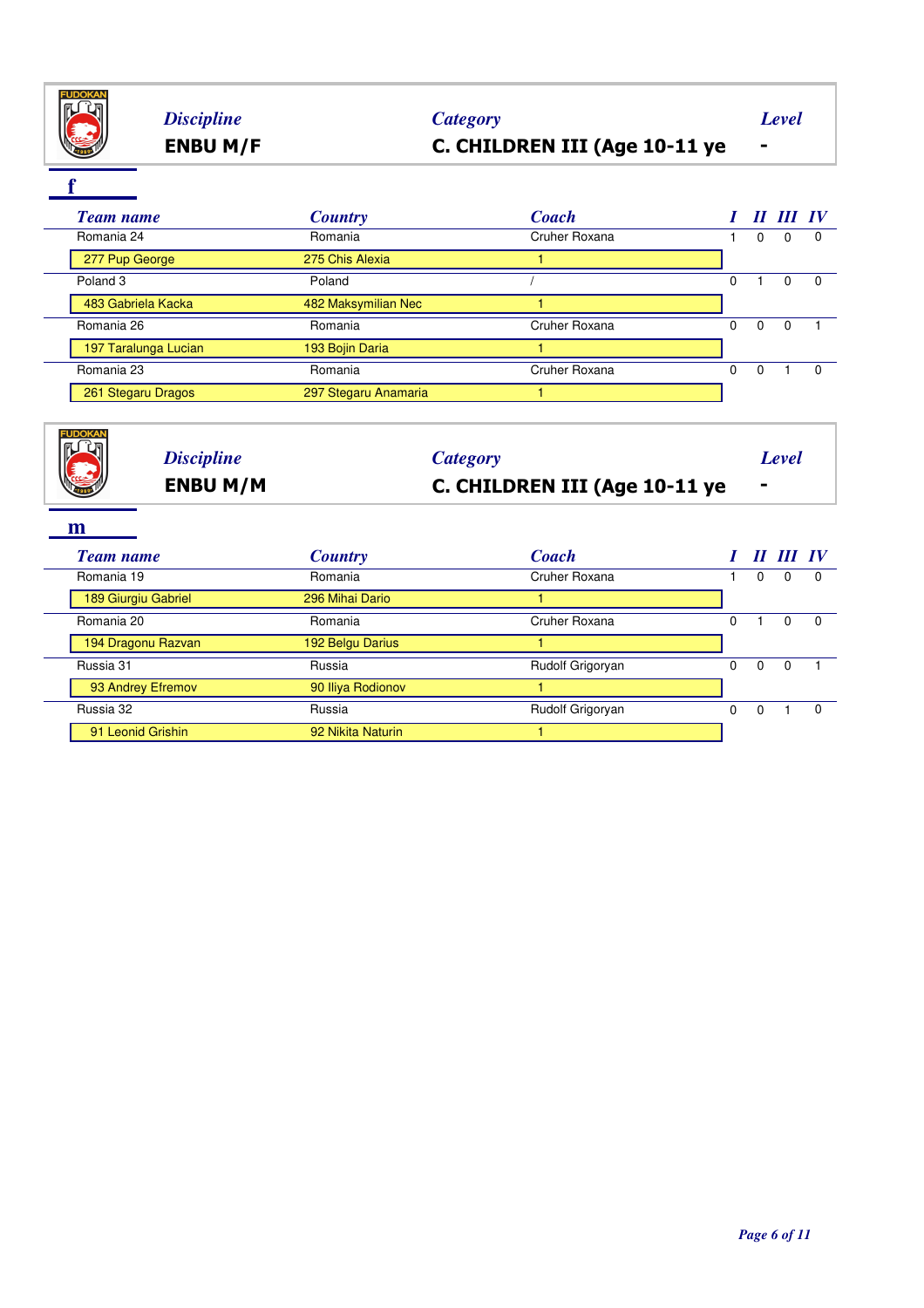FUDOKAN

| *Discipline* | *Category* | *Level* |
|---|---|---|
| **ENBU M/F** | **C. CHILDREN III (Age 10-11 ye** | **-** |

## f

| *Team name* | *Country* | *Coach* | *I* | *II* | *III* | *IV* |
|---|---|---|---|---|---|---|
| Romania 24 | Romania | Cruher Roxana | 1 | 0 | 0 | 0 |
| 277 Pup George | 275 Chis Alexia | 1 | | | | |
| Poland 3 | Poland | / | 0 | 1 | 0 | 0 |
| 483 Gabriela Kacka | 482 Maksymilian Nec | 1 | | | | |
| Romania 26 | Romania | Cruher Roxana | 0 | 0 | 0 | 1 |
| 197 Taralunga Lucian | 193 Bojin Daria | 1 | | | | |
| Romania 23 | Romania | Cruher Roxana | 0 | 0 | 1 | 0 |
| 261 Stegaru Dragos | 297 Stegaru Anamaria | 1 | | | | |

FUDOKAN

| *Discipline* | *Category* | *Level* |
|---|---|---|
| **ENBU M/M** | **C. CHILDREN III (Age 10-11 ye** | **-** |

## m

| *Team name* | *Country* | *Coach* | *I* | *II* | *III* | *IV* |
|---|---|---|---|---|---|---|
| Romania 19 | Romania | Cruher Roxana | 1 | 0 | 0 | 0 |
| 189 Giurgiu Gabriel | 296 Mihai Dario | 1 | | | | |
| Romania 20 | Romania | Cruher Roxana | 0 | 1 | 0 | 0 |
| 194 Dragonu Razvan | 192 Belgu Darius | 1 | | | | |
| Russia 31 | Russia | Rudolf Grigoryan | 0 | 0 | 0 | 1 |
| 93 Andrey Efremov | 90 Iliya Rodionov | 1 | | | | |
| Russia 32 | Russia | Rudolf Grigoryan | 0 | 0 | 1 | 0 |
| 91 Leonid Grishin | 92 Nikita Naturin | 1 | | | | |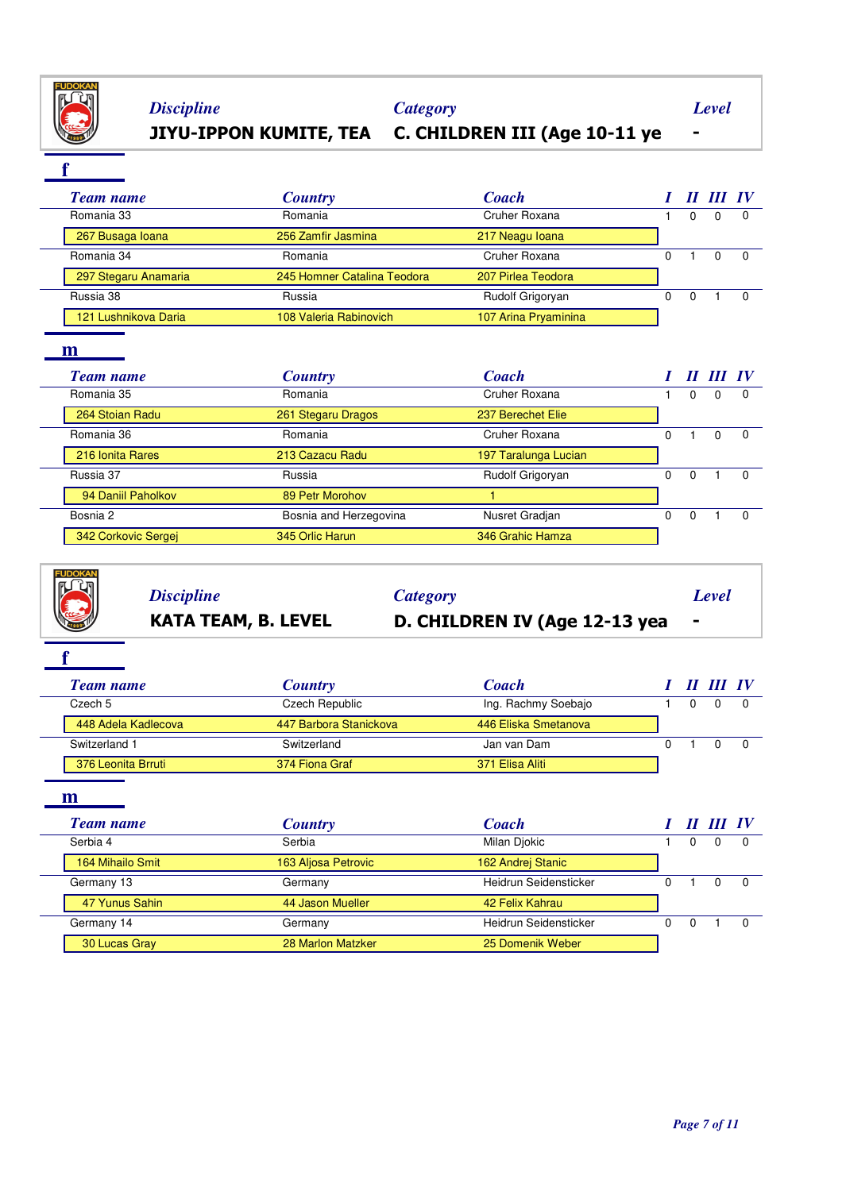FUDOKAN

| *Discipline* | *Category* | *Level* |
|---|---|---|
| **JIYU-IPPON KUMITE, TEA** | **C. CHILDREN III (Age 10-11 ye** | **-** |

**f**

| *Team name* | *Country* | *Coach* | *I* | *II* | *III* | *IV* |
|---|---|---|---|---|---|---|
| Romania 33 | Romania | Cruher Roxana | 1 | 0 | 0 | 0 |
| 267 Busaga Ioana | 256 Zamfir Jasmina | 217 Neagu Ioana | | | | |
| Romania 34 | Romania | Cruher Roxana | 0 | 1 | 0 | 0 |
| 297 Stegaru Anamaria | 245 Homner Catalina Teodora | 207 Pirlea Teodora | | | | |
| Russia 38 | Russia | Rudolf Grigoryan | 0 | 0 | 1 | 0 |
| 121 Lushnikova Daria | 108 Valeria Rabinovich | 107 Arina Pryaminina | | | | |

**m**

| *Team name* | *Country* | *Coach* | *I* | *II* | *III* | *IV* |
|---|---|---|---|---|---|---|
| Romania 35 | Romania | Cruher Roxana | 1 | 0 | 0 | 0 |
| 264 Stoian Radu | 261 Stegaru Dragos | 237 Berechet Elie | | | | |
| Romania 36 | Romania | Cruher Roxana | 0 | 1 | 0 | 0 |
| 216 Ionita Rares | 213 Cazacu Radu | 197 Taralunga Lucian | | | | |
| Russia 37 | Russia | Rudolf Grigoryan | 0 | 0 | 1 | 0 |
| 94 Daniil Paholkov | 89 Petr Morohov | 1 | | | | |
| Bosnia 2 | Bosnia and Herzegovina | Nusret Gradjan | 0 | 0 | 1 | 0 |
| 342 Corkovic Sergej | 345 Orlic Harun | 346 Grahic Hamza | | | | |

FUDOKAN

| *Discipline* | *Category* | *Level* |
|---|---|---|
| **KATA TEAM, B. LEVEL** | **D. CHILDREN IV (Age 12-13 yea** | **-** |

**f**

| *Team name* | *Country* | *Coach* | *I* | *II* | *III* | *IV* |
|---|---|---|---|---|---|---|
| Czech 5 | Czech Republic | Ing. Rachmy Soebajo | 1 | 0 | 0 | 0 |
| 448 Adela Kadlecova | 447 Barbora Stanickova | 446 Eliska Smetanova | | | | |
| Switzerland 1 | Switzerland | Jan van Dam | 0 | 1 | 0 | 0 |
| 376 Leonita Brruti | 374 Fiona Graf | 371 Elisa Aliti | | | | |

**m**

| *Team name* | *Country* | *Coach* | *I* | *II* | *III* | *IV* |
|---|---|---|---|---|---|---|
| Serbia 4 | Serbia | Milan Djokic | 1 | 0 | 0 | 0 |
| 164 Mihailo Smit | 163 Aljosa Petrovic | 162 Andrej Stanic | | | | |
| Germany 13 | Germany | Heidrun Seidensticker | 0 | 1 | 0 | 0 |
| 47 Yunus Sahin | 44 Jason Mueller | 42 Felix Kahrau | | | | |
| Germany 14 | Germany | Heidrun Seidensticker | 0 | 0 | 1 | 0 |
| 30 Lucas Gray | 28 Marlon Matzker | 25 Domenik Weber | | | | |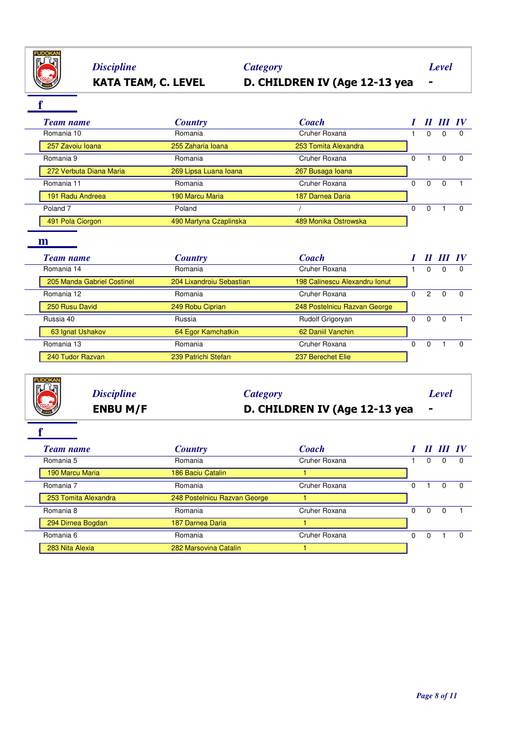**Discipline** KATA TEAM, C. LEVEL | **Category** D. CHILDREN IV (Age 12-13 yea | **Level** -

### f

| Team name | Country | Coach | I | II | III | IV |
|---|---|---|---|---|---|---|
| Romania 10 | Romania | Cruher Roxana | 1 | 0 | 0 | 0 |
| 257 Zavoiu Ioana | 255 Zaharia Ioana | 253 Tomita Alexandra | | | | |
| Romania 9 | Romania | Cruher Roxana | 0 | 1 | 0 | 0 |
| 272 Verbuta Diana Maria | 269 Lipsa Luana Ioana | 267 Busaga Ioana | | | | |
| Romania 11 | Romania | Cruher Roxana | 0 | 0 | 0 | 1 |
| 191 Radu Andreea | 190 Marcu Maria | 187 Darnea Daria | | | | |
| Poland 7 | Poland | / | 0 | 0 | 1 | 0 |
| 491 Pola Ciorgon | 490 Martyna Czaplinska | 489 Monika Ostrowska | | | | |

### m

| Team name | Country | Coach | I | II | III | IV |
|---|---|---|---|---|---|---|
| Romania 14 | Romania | Cruher Roxana | 1 | 0 | 0 | 0 |
| 205 Manda Gabriel Costinel | 204 Lixandroiu Sebastian | 198 Calinescu Alexandru Ionut | | | | |
| Romania 12 | Romania | Cruher Roxana | 0 | 2 | 0 | 0 |
| 250 Rusu David | 249 Robu Ciprian | 248 Postelnicu Razvan George | | | | |
| Russia 40 | Russia | Rudolf Grigoryan | 0 | 0 | 0 | 1 |
| 63 Ignat Ushakov | 64 Egor Kamchatkin | 62 Daniil Vanchin | | | | |
| Romania 13 | Romania | Cruher Roxana | 0 | 0 | 1 | 0 |
| 240 Tudor Razvan | 239 Patrichi Stefan | 237 Berechet Elie | | | | |

**Discipline** ENBU M/F | **Category** D. CHILDREN IV (Age 12-13 yea | **Level** -

### f

| Team name | Country | Coach | I | II | III | IV |
|---|---|---|---|---|---|---|
| Romania 5 | Romania | Cruher Roxana | 1 | 0 | 0 | 0 |
| 190 Marcu Maria | 186 Baciu Catalin | 1 | | | | |
| Romania 7 | Romania | Cruher Roxana | 0 | 1 | 0 | 0 |
| 253 Tomita Alexandra | 248 Postelnicu Razvan George | 1 | | | | |
| Romania 8 | Romania | Cruher Roxana | 0 | 0 | 0 | 1 |
| 294 Dirnea Bogdan | 187 Darnea Daria | 1 | | | | |
| Romania 6 | Romania | Cruher Roxana | 0 | 0 | 1 | 0 |
| 283 Nita Alexia | 282 Marsovina Catalin | 1 | | | | |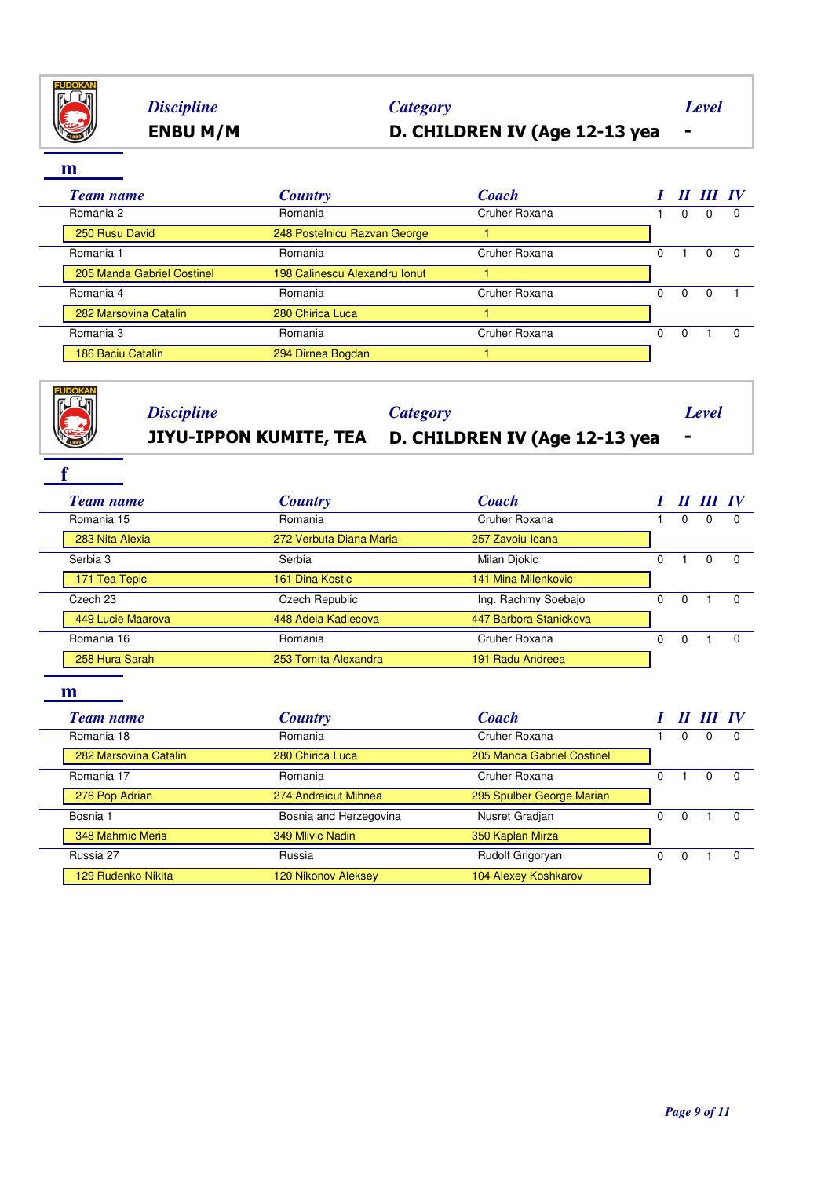FUDOKAN

| *Discipline* | *Category* | *Level* |
|---|---|---|
| **ENBU M/M** | **D. CHILDREN IV (Age 12-13 yea** | **-** |

**m**

| *Team name* | *Country* | *Coach* | *I* | *II* | *III* | *IV* |
|---|---|---|---|---|---|---|
| Romania 2 | Romania | Cruher Roxana | 1 | 0 | 0 | 0 |
| 250 Rusu David | 248 Postelnicu Razvan George | 1 | | | | |
| Romania 1 | Romania | Cruher Roxana | 0 | 1 | 0 | 0 |
| 205 Manda Gabriel Costinel | 198 Calinescu Alexandru Ionut | 1 | | | | |
| Romania 4 | Romania | Cruher Roxana | 0 | 0 | 0 | 1 |
| 282 Marsovina Catalin | 280 Chirica Luca | 1 | | | | |
| Romania 3 | Romania | Cruher Roxana | 0 | 0 | 1 | 0 |
| 186 Baciu Catalin | 294 Dirnea Bogdan | 1 | | | | |

FUDOKAN

| *Discipline* | *Category* | *Level* |
|---|---|---|
| **JIYU-IPPON KUMITE, TEA** | **D. CHILDREN IV (Age 12-13 yea** | **-** |

**f**

| *Team name* | *Country* | *Coach* | *I* | *II* | *III* | *IV* |
|---|---|---|---|---|---|---|
| Romania 15 | Romania | Cruher Roxana | 1 | 0 | 0 | 0 |
| 283 Nita Alexia | 272 Verbuta Diana Maria | 257 Zavoiu Ioana | | | | |
| Serbia 3 | Serbia | Milan Djokic | 0 | 1 | 0 | 0 |
| 171 Tea Tepic | 161 Dina Kostic | 141 Mina Milenkovic | | | | |
| Czech 23 | Czech Republic | Ing. Rachmy Soebajo | 0 | 0 | 1 | 0 |
| 449 Lucie Maarova | 448 Adela Kadlecova | 447 Barbora Stanickova | | | | |
| Romania 16 | Romania | Cruher Roxana | 0 | 0 | 1 | 0 |
| 258 Hura Sarah | 253 Tomita Alexandra | 191 Radu Andreea | | | | |

**m**

| *Team name* | *Country* | *Coach* | *I* | *II* | *III* | *IV* |
|---|---|---|---|---|---|---|
| Romania 18 | Romania | Cruher Roxana | 1 | 0 | 0 | 0 |
| 282 Marsovina Catalin | 280 Chirica Luca | 205 Manda Gabriel Costinel | | | | |
| Romania 17 | Romania | Cruher Roxana | 0 | 1 | 0 | 0 |
| 276 Pop Adrian | 274 Andreicut Mihnea | 295 Spulber George Marian | | | | |
| Bosnia 1 | Bosnia and Herzegovina | Nusret Gradjan | 0 | 0 | 1 | 0 |
| 348 Mahmic Meris | 349 Mlivic Nadin | 350 Kaplan Mirza | | | | |
| Russia 27 | Russia | Rudolf Grigoryan | 0 | 0 | 1 | 0 |
| 129 Rudenko Nikita | 120 Nikonov Aleksey | 104 Alexey Koshkarov | | | | |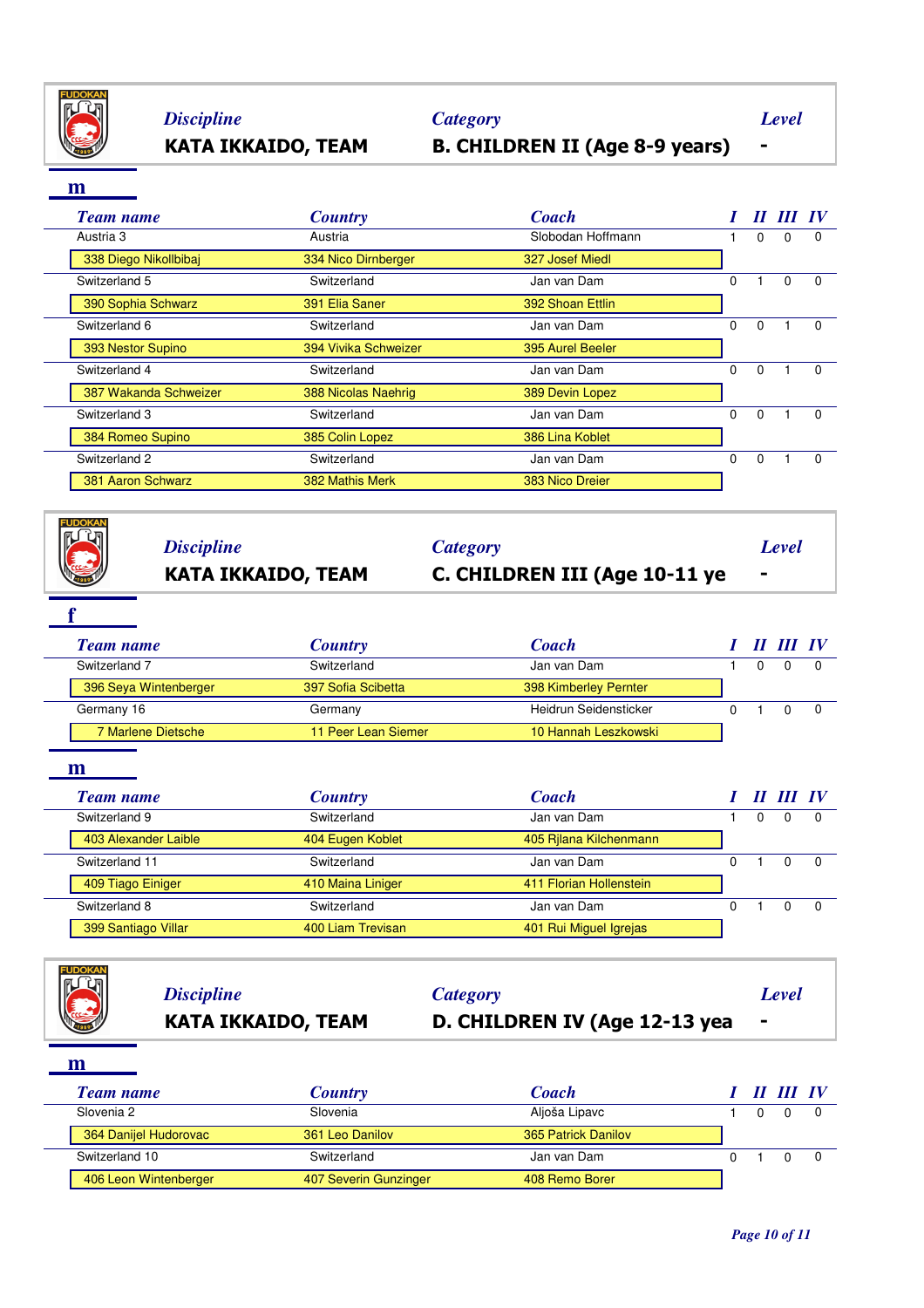## Discipline: KATA IKKAIDO, TEAM — Category: B. CHILDREN II (Age 8-9 years) — Level: -

### m

| Team name | Country | Coach | I | II | III | IV |
|---|---|---|---|---|---|---|
| Austria 3 | Austria | Slobodan Hoffmann | 1 | 0 | 0 | 0 |
| 338 Diego Nikollbibaj | 334 Nico Dirnberger | 327 Josef Miedl | | | | |
| Switzerland 5 | Switzerland | Jan van Dam | 0 | 1 | 0 | 0 |
| 390 Sophia Schwarz | 391 Elia Saner | 392 Shoan Ettlin | | | | |
| Switzerland 6 | Switzerland | Jan van Dam | 0 | 0 | 1 | 0 |
| 393 Nestor Supino | 394 Vivika Schweizer | 395 Aurel Beeler | | | | |
| Switzerland 4 | Switzerland | Jan van Dam | 0 | 0 | 1 | 0 |
| 387 Wakanda Schweizer | 388 Nicolas Naehrig | 389 Devin Lopez | | | | |
| Switzerland 3 | Switzerland | Jan van Dam | 0 | 0 | 1 | 0 |
| 384 Romeo Supino | 385 Colin Lopez | 386 Lina Koblet | | | | |
| Switzerland 2 | Switzerland | Jan van Dam | 0 | 0 | 1 | 0 |
| 381 Aaron Schwarz | 382 Mathis Merk | 383 Nico Dreier | | | | |

## Discipline: KATA IKKAIDO, TEAM — Category: C. CHILDREN III (Age 10-11 ye — Level: -

### f

| Team name | Country | Coach | I | II | III | IV |
|---|---|---|---|---|---|---|
| Switzerland 7 | Switzerland | Jan van Dam | 1 | 0 | 0 | 0 |
| 396 Seya Wintenberger | 397 Sofia Scibetta | 398 Kimberley Pernter | | | | |
| Germany 16 | Germany | Heidrun Seidensticker | 0 | 1 | 0 | 0 |
| 7 Marlene Dietsche | 11 Peer Lean Siemer | 10 Hannah Leszkowski | | | | |

### m

| Team name | Country | Coach | I | II | III | IV |
|---|---|---|---|---|---|---|
| Switzerland 9 | Switzerland | Jan van Dam | 1 | 0 | 0 | 0 |
| 403 Alexander Laible | 404 Eugen Koblet | 405 Rjlana Kilchenmann | | | | |
| Switzerland 11 | Switzerland | Jan van Dam | 0 | 1 | 0 | 0 |
| 409 Tiago Einiger | 410 Maina Liniger | 411 Florian Hollenstein | | | | |
| Switzerland 8 | Switzerland | Jan van Dam | 0 | 1 | 0 | 0 |
| 399 Santiago Villar | 400 Liam Trevisan | 401 Rui Miguel Igrejas | | | | |

## Discipline: KATA IKKAIDO, TEAM — Category: D. CHILDREN IV (Age 12-13 yea — Level: -

### m

| Team name | Country | Coach | I | II | III | IV |
|---|---|---|---|---|---|---|
| Slovenia 2 | Slovenia | Aljoša Lipavc | 1 | 0 | 0 | 0 |
| 364 Danijel Hudorovac | 361 Leo Danilov | 365 Patrick Danilov | | | | |
| Switzerland 10 | Switzerland | Jan van Dam | 0 | 1 | 0 | 0 |
| 406 Leon Wintenberger | 407 Severin Gunzinger | 408 Remo Borer | | | | |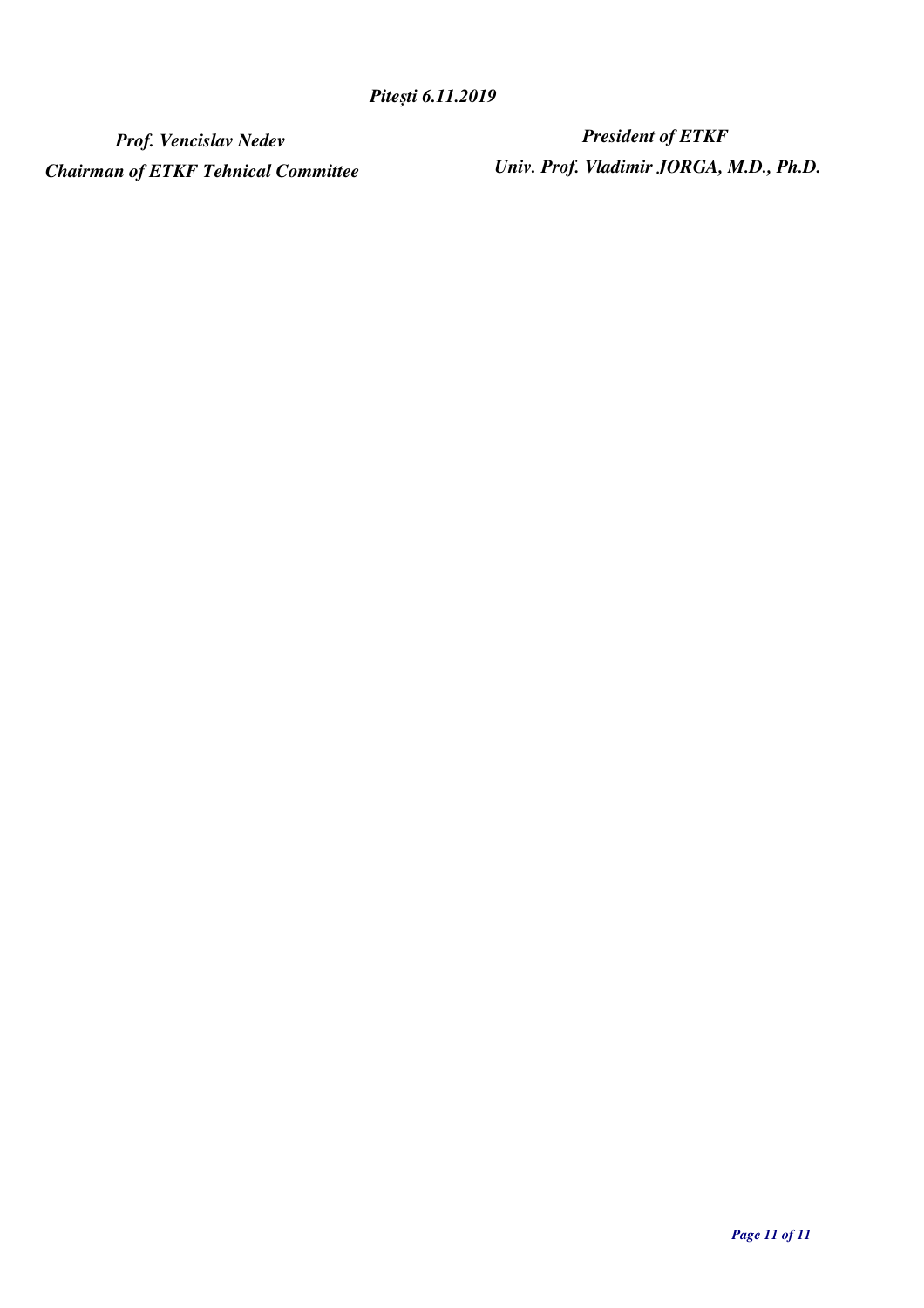*Pitești 6.11.2019*

*Prof. Vencislav Nedev*
*Chairman of ETKF Tehnical Committee*

*President of ETKF*
*Univ. Prof. Vladimir JORGA, M.D., Ph.D.*